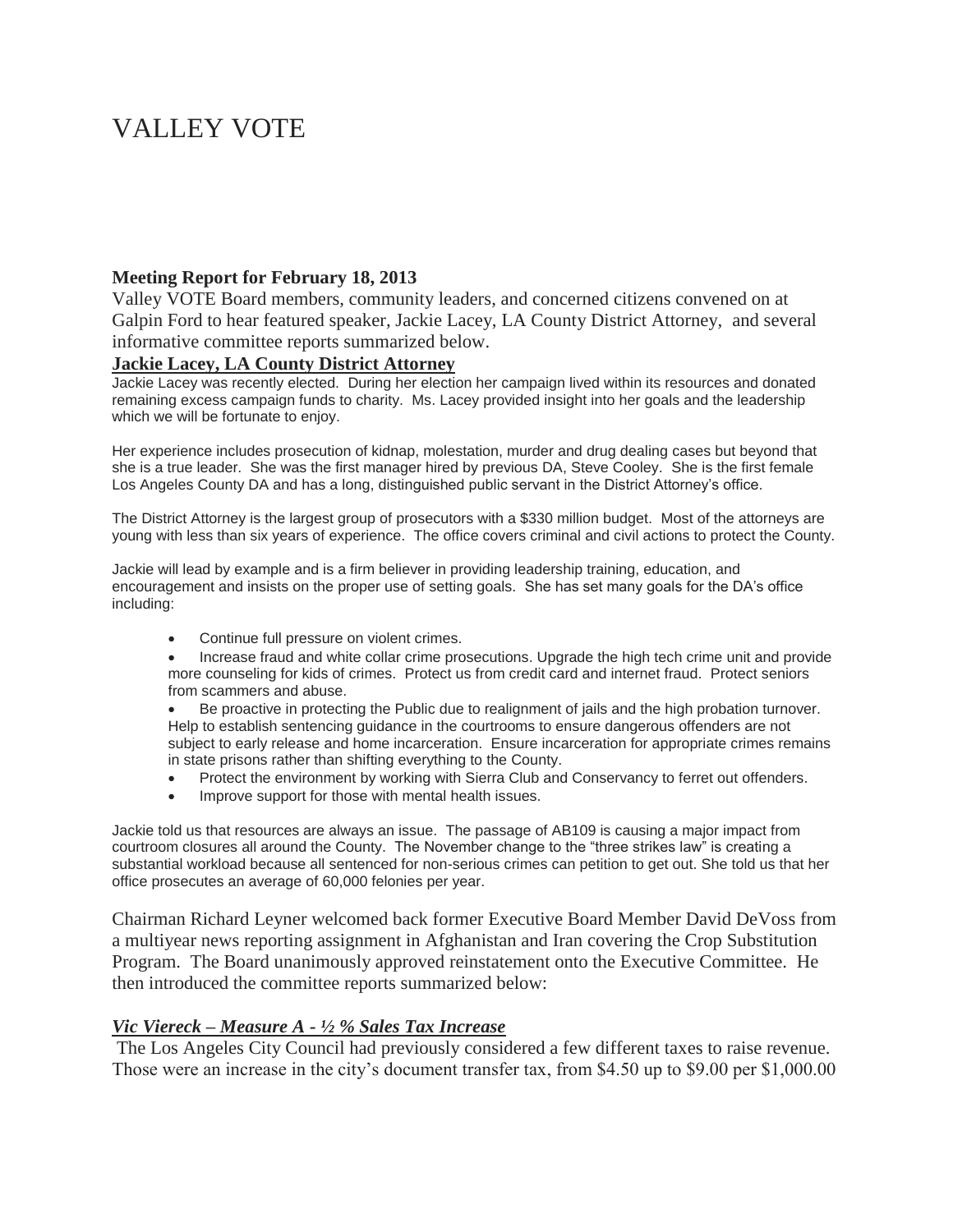# VALLEY VOTE

**Meeting Report for February 18, 2013**

Valley VOTE Board members, community leaders, and concerned citizens convened on at Galpin Ford to hear featured speaker, Jackie Lacey, LA County District Attorney, and several informative committee reports summarized below.

**Jackie Lacey, LA County District Attorney**

Jackie Lacey was recently elected. During her election her campaign lived within its resources and donated remaining excess campaign funds to charity. Ms. Lacey provided insight into her goals and the leadership which we will be fortunate to enjoy.

Her experience includes prosecution of kidnap, molestation, murder and drug dealing cases but beyond that she is a true leader. She was the first manager hired by previous DA, Steve Cooley. She is the first female Los Angeles County DA and has a long, distinguished public servant in the District Attorney's office.

The District Attorney is the largest group of prosecutors with a $330 million budget. Most of the attorneys are young with less than six years of experience. The office covers criminal and civil actions to protect the County.

Jackie will lead by example and is a firm believer in providing leadership training, education, and encouragement and insists on the proper use of setting goals. She has set many goals for the DA's office including:

- Continue full pressure on violent crimes.
- Increase fraud and white collar crime prosecutions. Upgrade the high tech crime unit and provide more counseling for kids of crimes. Protect us from credit card and internet fraud. Protect seniors from scammers and abuse.
- Be proactive in protecting the Public due to realignment of jails and the high probation turnover. Help to establish sentencing guidance in the courtrooms to ensure dangerous offenders are not subject to early release and home incarceration. Ensure incarceration for appropriate crimes remains in state prisons rather than shifting everything to the County.
- Protect the environment by working with Sierra Club and Conservancy to ferret out offenders.
- Improve support for those with mental health issues.

Jackie told us that resources are always an issue. The passage of AB109 is causing a major impact from courtroom closures all around the County. The November change to the "three strikes law" is creating a substantial workload because all sentenced for non-serious crimes can petition to get out. She told us that her office prosecutes an average of 60,000 felonies per year.

Chairman Richard Leyner welcomed back former Executive Board Member David DeVoss from a multiyear news reporting assignment in Afghanistan and Iran covering the Crop Substitution Program. The Board unanimously approved reinstatement onto the Executive Committee. He then introduced the committee reports summarized below:

***Vic Viereck – Measure A - ½ % Sales Tax Increase***

The Los Angeles City Council had previously considered a few different taxes to raise revenue. Those were an increase in the city's document transfer tax, from $4.50 up to $9.00 per $1,000.00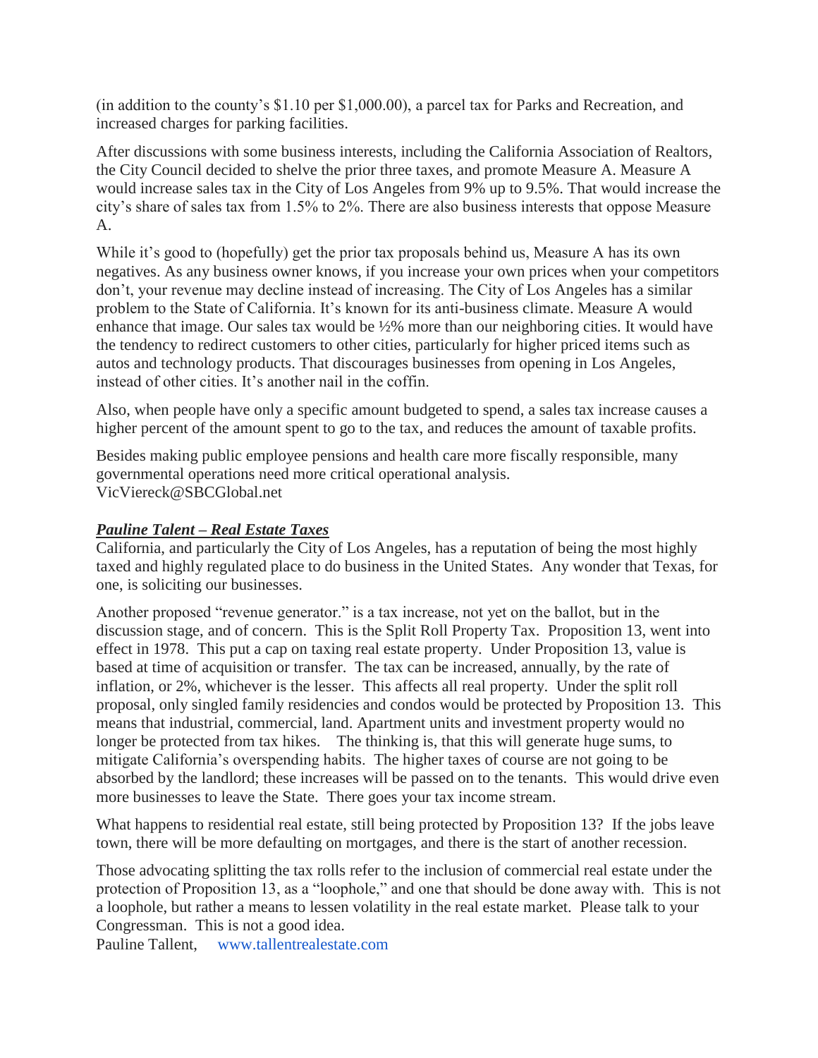(in addition to the county's $1.10 per $1,000.00), a parcel tax for Parks and Recreation, and increased charges for parking facilities.

After discussions with some business interests, including the California Association of Realtors, the City Council decided to shelve the prior three taxes, and promote Measure A. Measure A would increase sales tax in the City of Los Angeles from 9% up to 9.5%. That would increase the city's share of sales tax from 1.5% to 2%. There are also business interests that oppose Measure A.

While it's good to (hopefully) get the prior tax proposals behind us, Measure A has its own negatives. As any business owner knows, if you increase your own prices when your competitors don't, your revenue may decline instead of increasing. The City of Los Angeles has a similar problem to the State of California. It's known for its anti-business climate. Measure A would enhance that image. Our sales tax would be ½% more than our neighboring cities. It would have the tendency to redirect customers to other cities, particularly for higher priced items such as autos and technology products. That discourages businesses from opening in Los Angeles, instead of other cities. It's another nail in the coffin.

Also, when people have only a specific amount budgeted to spend, a sales tax increase causes a higher percent of the amount spent to go to the tax, and reduces the amount of taxable profits.

Besides making public employee pensions and health care more fiscally responsible, many governmental operations need more critical operational analysis.
VicViereck@SBCGlobal.net

***<u>Pauline Talent – Real Estate Taxes</u>***

California, and particularly the City of Los Angeles, has a reputation of being the most highly taxed and highly regulated place to do business in the United States. Any wonder that Texas, for one, is soliciting our businesses.

Another proposed "revenue generator." is a tax increase, not yet on the ballot, but in the discussion stage, and of concern. This is the Split Roll Property Tax. Proposition 13, went into effect in 1978. This put a cap on taxing real estate property. Under Proposition 13, value is based at time of acquisition or transfer. The tax can be increased, annually, by the rate of inflation, or 2%, whichever is the lesser. This affects all real property. Under the split roll proposal, only singled family residencies and condos would be protected by Proposition 13. This means that industrial, commercial, land. Apartment units and investment property would no longer be protected from tax hikes. The thinking is, that this will generate huge sums, to mitigate California's overspending habits. The higher taxes of course are not going to be absorbed by the landlord; these increases will be passed on to the tenants. This would drive even more businesses to leave the State. There goes your tax income stream.

What happens to residential real estate, still being protected by Proposition 13? If the jobs leave town, there will be more defaulting on mortgages, and there is the start of another recession.

Those advocating splitting the tax rolls refer to the inclusion of commercial real estate under the protection of Proposition 13, as a "loophole," and one that should be done away with. This is not a loophole, but rather a means to lessen volatility in the real estate market. Please talk to your Congressman. This is not a good idea.
Pauline Tallent, www.tallentrealestate.com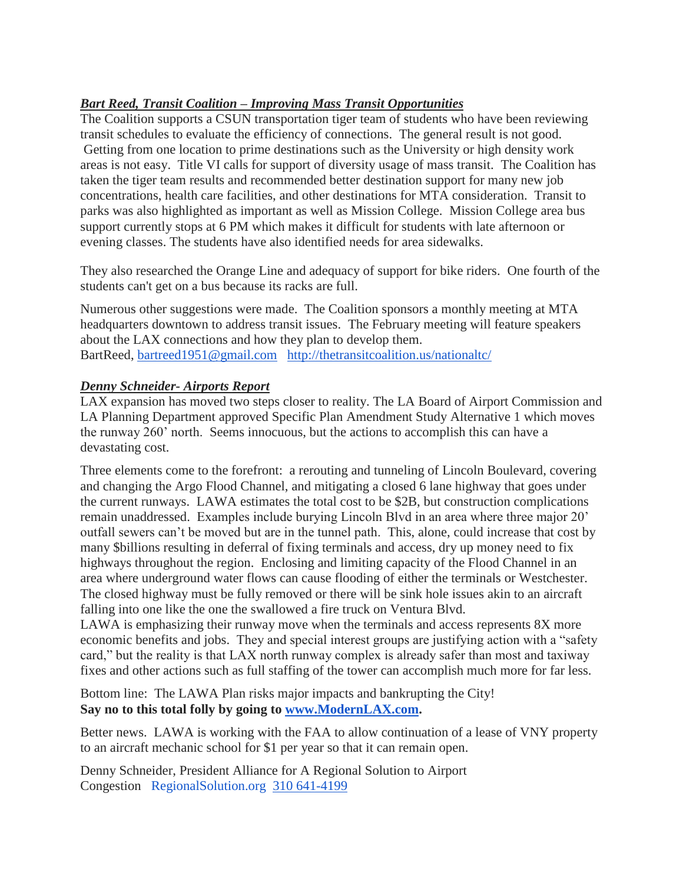***Bart Reed, Transit Coalition – Improving Mass Transit Opportunities***

The Coalition supports a CSUN transportation tiger team of students who have been reviewing transit schedules to evaluate the efficiency of connections. The general result is not good. Getting from one location to prime destinations such as the University or high density work areas is not easy. Title VI calls for support of diversity usage of mass transit. The Coalition has taken the tiger team results and recommended better destination support for many new job concentrations, health care facilities, and other destinations for MTA consideration. Transit to parks was also highlighted as important as well as Mission College. Mission College area bus support currently stops at 6 PM which makes it difficult for students with late afternoon or evening classes. The students have also identified needs for area sidewalks.

They also researched the Orange Line and adequacy of support for bike riders. One fourth of the students can't get on a bus because its racks are full.

Numerous other suggestions were made. The Coalition sponsors a monthly meeting at MTA headquarters downtown to address transit issues. The February meeting will feature speakers about the LAX connections and how they plan to develop them.
BartReed, bartreed1951@gmail.com http://thetransitcoalition.us/nationaltc/

***Denny Schneider- Airports Report***

LAX expansion has moved two steps closer to reality. The LA Board of Airport Commission and LA Planning Department approved Specific Plan Amendment Study Alternative 1 which moves the runway 260' north. Seems innocuous, but the actions to accomplish this can have a devastating cost.

Three elements come to the forefront: a rerouting and tunneling of Lincoln Boulevard, covering and changing the Argo Flood Channel, and mitigating a closed 6 lane highway that goes under the current runways. LAWA estimates the total cost to be $2B, but construction complications remain unaddressed. Examples include burying Lincoln Blvd in an area where three major 20' outfall sewers can't be moved but are in the tunnel path. This, alone, could increase that cost by many $billions resulting in deferral of fixing terminals and access, dry up money need to fix highways throughout the region. Enclosing and limiting capacity of the Flood Channel in an area where underground water flows can cause flooding of either the terminals or Westchester. The closed highway must be fully removed or there will be sink hole issues akin to an aircraft falling into one like the one the swallowed a fire truck on Ventura Blvd.
LAWA is emphasizing their runway move when the terminals and access represents 8X more economic benefits and jobs. They and special interest groups are justifying action with a "safety card," but the reality is that LAX north runway complex is already safer than most and taxiway fixes and other actions such as full staffing of the tower can accomplish much more for far less.

Bottom line: The LAWA Plan risks major impacts and bankrupting the City!
**Say no to this total folly by going to www.ModernLAX.com.**

Better news. LAWA is working with the FAA to allow continuation of a lease of VNY property to an aircraft mechanic school for $1 per year so that it can remain open.

Denny Schneider, President Alliance for A Regional Solution to Airport Congestion RegionalSolution.org 310 641-4199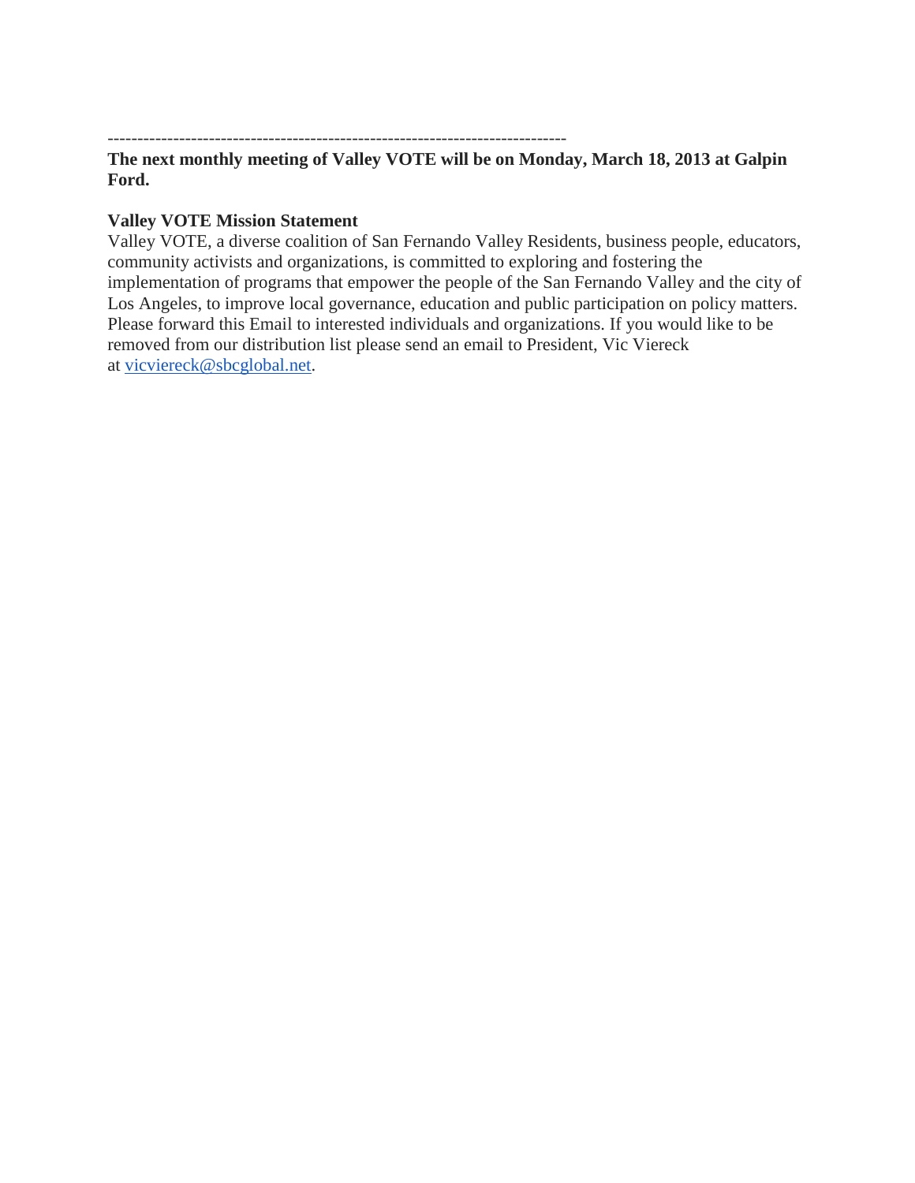---

**The next monthly meeting of Valley VOTE will be on Monday, March 18, 2013 at Galpin Ford.**

**Valley VOTE Mission Statement**

Valley VOTE, a diverse coalition of San Fernando Valley Residents, business people, educators, community activists and organizations, is committed to exploring and fostering the implementation of programs that empower the people of the San Fernando Valley and the city of Los Angeles, to improve local governance, education and public participation on policy matters. Please forward this Email to interested individuals and organizations. If you would like to be removed from our distribution list please send an email to President, Vic Viereck at vicviereck@sbcglobal.net.